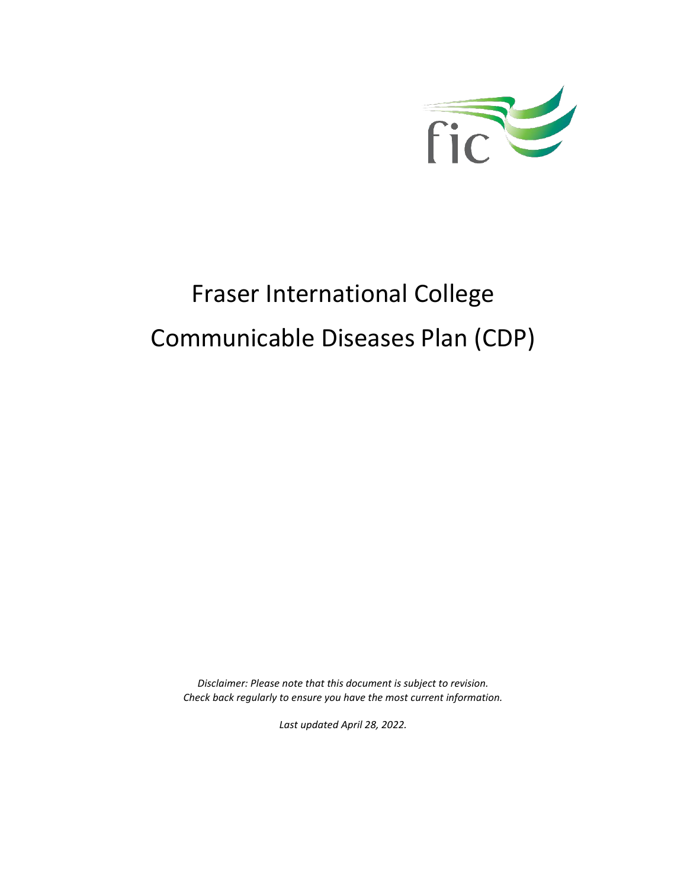# Fraser International College Communicable Diseases Plan (CDP)

*Disclaimer: Please note that this document is subject to revision. Check back regularly to ensure you have the most current information.*

*Last updated April 28, 2022.*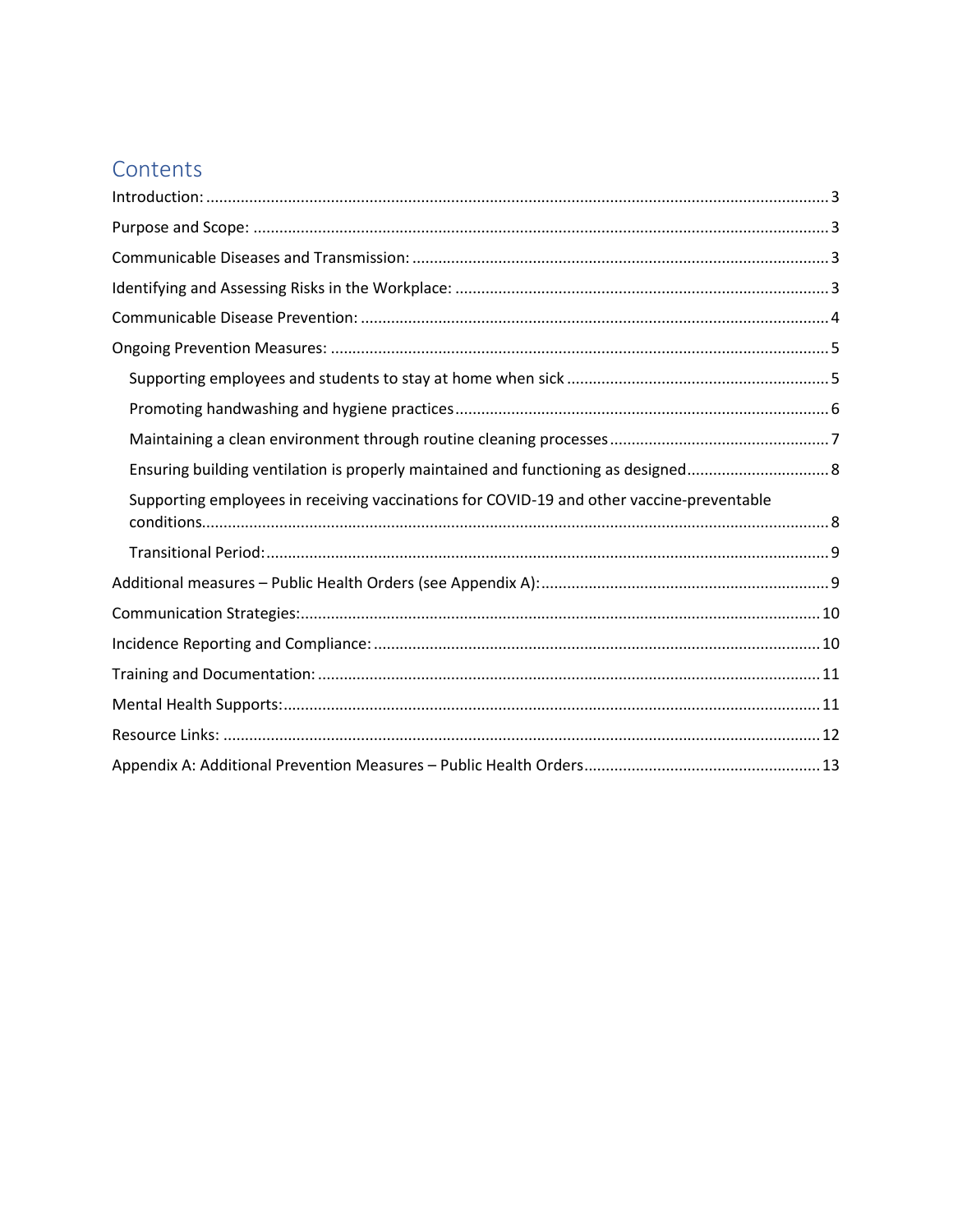# Contents

- Introduction: 3
- Purpose and Scope: 3
- Communicable Diseases and Transmission: 3
- Identifying and Assessing Risks in the Workplace: 3
- Communicable Disease Prevention: 4
- Ongoing Prevention Measures: 5
  - Supporting employees and students to stay at home when sick 5
  - Promoting handwashing and hygiene practices 6
  - Maintaining a clean environment through routine cleaning processes 7
  - Ensuring building ventilation is properly maintained and functioning as designed 8
  - Supporting employees in receiving vaccinations for COVID-19 and other vaccine-preventable conditions 8
  - Transitional Period: 9
- Additional measures – Public Health Orders (see Appendix A): 9
- Communication Strategies: 10
- Incidence Reporting and Compliance: 10
- Training and Documentation: 11
- Mental Health Supports: 11
- Resource Links: 12
- Appendix A: Additional Prevention Measures – Public Health Orders 13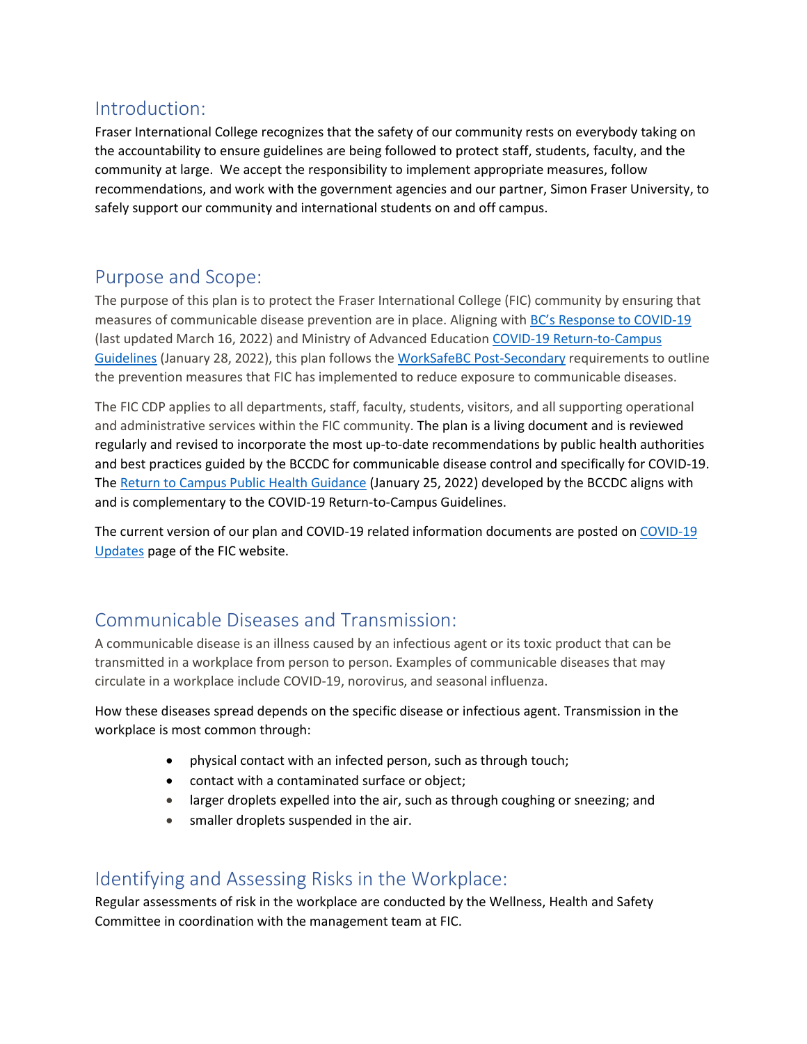## Introduction:

Fraser International College recognizes that the safety of our community rests on everybody taking on the accountability to ensure guidelines are being followed to protect staff, students, faculty, and the community at large. We accept the responsibility to implement appropriate measures, follow recommendations, and work with the government agencies and our partner, Simon Fraser University, to safely support our community and international students on and off campus.

## Purpose and Scope:

The purpose of this plan is to protect the Fraser International College (FIC) community by ensuring that measures of communicable disease prevention are in place. Aligning with BC's Response to COVID-19 (last updated March 16, 2022) and Ministry of Advanced Education COVID-19 Return-to-Campus Guidelines (January 28, 2022), this plan follows the WorkSafeBC Post-Secondary requirements to outline the prevention measures that FIC has implemented to reduce exposure to communicable diseases.

The FIC CDP applies to all departments, staff, faculty, students, visitors, and all supporting operational and administrative services within the FIC community. The plan is a living document and is reviewed regularly and revised to incorporate the most up-to-date recommendations by public health authorities and best practices guided by the BCCDC for communicable disease control and specifically for COVID-19. The Return to Campus Public Health Guidance (January 25, 2022) developed by the BCCDC aligns with and is complementary to the COVID-19 Return-to-Campus Guidelines.

The current version of our plan and COVID-19 related information documents are posted on COVID-19 Updates page of the FIC website.

## Communicable Diseases and Transmission:

A communicable disease is an illness caused by an infectious agent or its toxic product that can be transmitted in a workplace from person to person. Examples of communicable diseases that may circulate in a workplace include COVID-19, norovirus, and seasonal influenza.

How these diseases spread depends on the specific disease or infectious agent. Transmission in the workplace is most common through:

- physical contact with an infected person, such as through touch;
- contact with a contaminated surface or object;
- larger droplets expelled into the air, such as through coughing or sneezing; and
- smaller droplets suspended in the air.

## Identifying and Assessing Risks in the Workplace:

Regular assessments of risk in the workplace are conducted by the Wellness, Health and Safety Committee in coordination with the management team at FIC.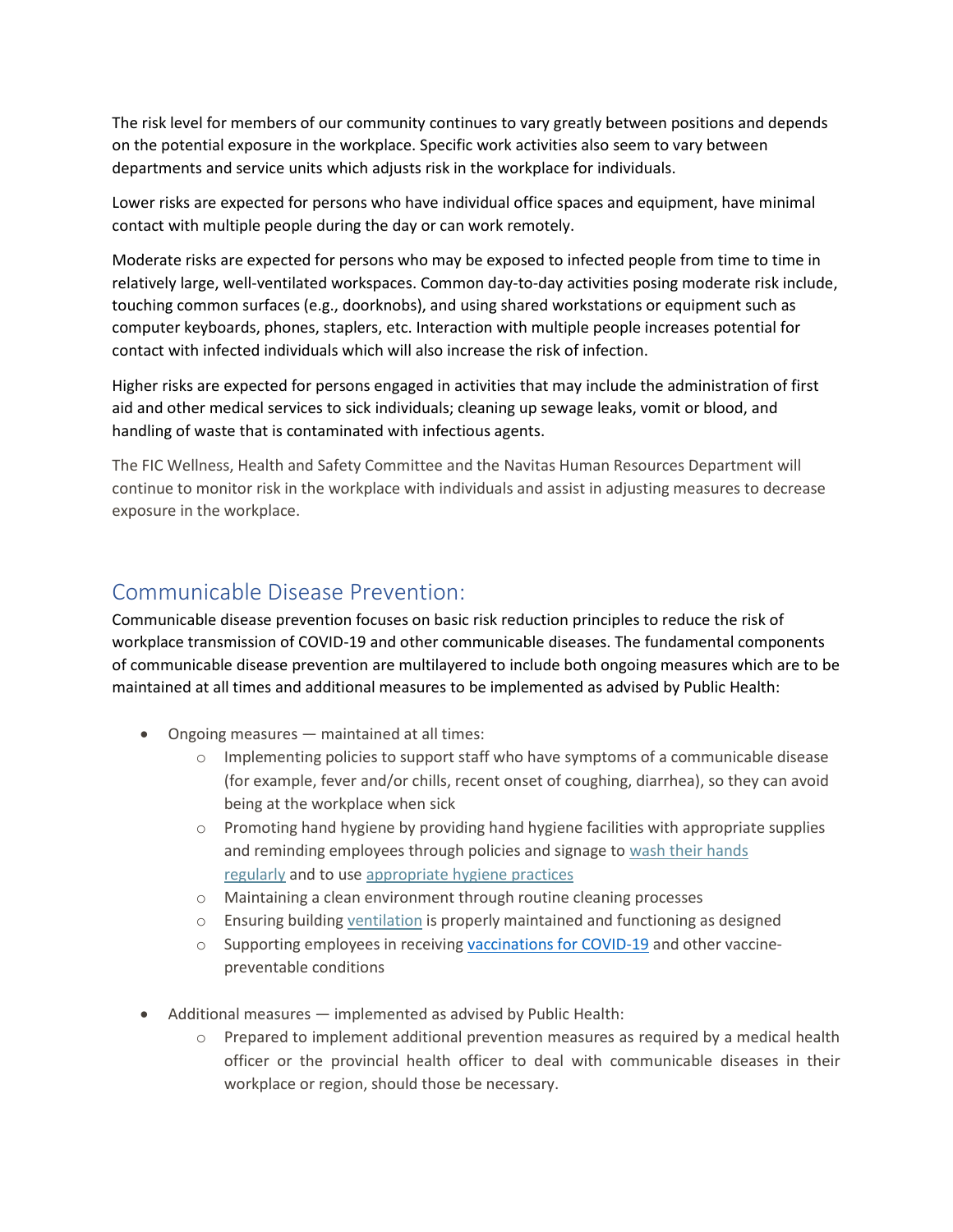The risk level for members of our community continues to vary greatly between positions and depends on the potential exposure in the workplace. Specific work activities also seem to vary between departments and service units which adjusts risk in the workplace for individuals.

Lower risks are expected for persons who have individual office spaces and equipment, have minimal contact with multiple people during the day or can work remotely.

Moderate risks are expected for persons who may be exposed to infected people from time to time in relatively large, well-ventilated workspaces. Common day-to-day activities posing moderate risk include, touching common surfaces (e.g., doorknobs), and using shared workstations or equipment such as computer keyboards, phones, staplers, etc. Interaction with multiple people increases potential for contact with infected individuals which will also increase the risk of infection.

Higher risks are expected for persons engaged in activities that may include the administration of first aid and other medical services to sick individuals; cleaning up sewage leaks, vomit or blood, and handling of waste that is contaminated with infectious agents.

The FIC Wellness, Health and Safety Committee and the Navitas Human Resources Department will continue to monitor risk in the workplace with individuals and assist in adjusting measures to decrease exposure in the workplace.

## Communicable Disease Prevention:

Communicable disease prevention focuses on basic risk reduction principles to reduce the risk of workplace transmission of COVID-19 and other communicable diseases. The fundamental components of communicable disease prevention are multilayered to include both ongoing measures which are to be maintained at all times and additional measures to be implemented as advised by Public Health:

- Ongoing measures — maintained at all times:
  - Implementing policies to support staff who have symptoms of a communicable disease (for example, fever and/or chills, recent onset of coughing, diarrhea), so they can avoid being at the workplace when sick
  - Promoting hand hygiene by providing hand hygiene facilities with appropriate supplies and reminding employees through policies and signage to wash their hands regularly and to use appropriate hygiene practices
  - Maintaining a clean environment through routine cleaning processes
  - Ensuring building ventilation is properly maintained and functioning as designed
  - Supporting employees in receiving vaccinations for COVID-19 and other vaccine-preventable conditions

- Additional measures — implemented as advised by Public Health:
  - Prepared to implement additional prevention measures as required by a medical health officer or the provincial health officer to deal with communicable diseases in their workplace or region, should those be necessary.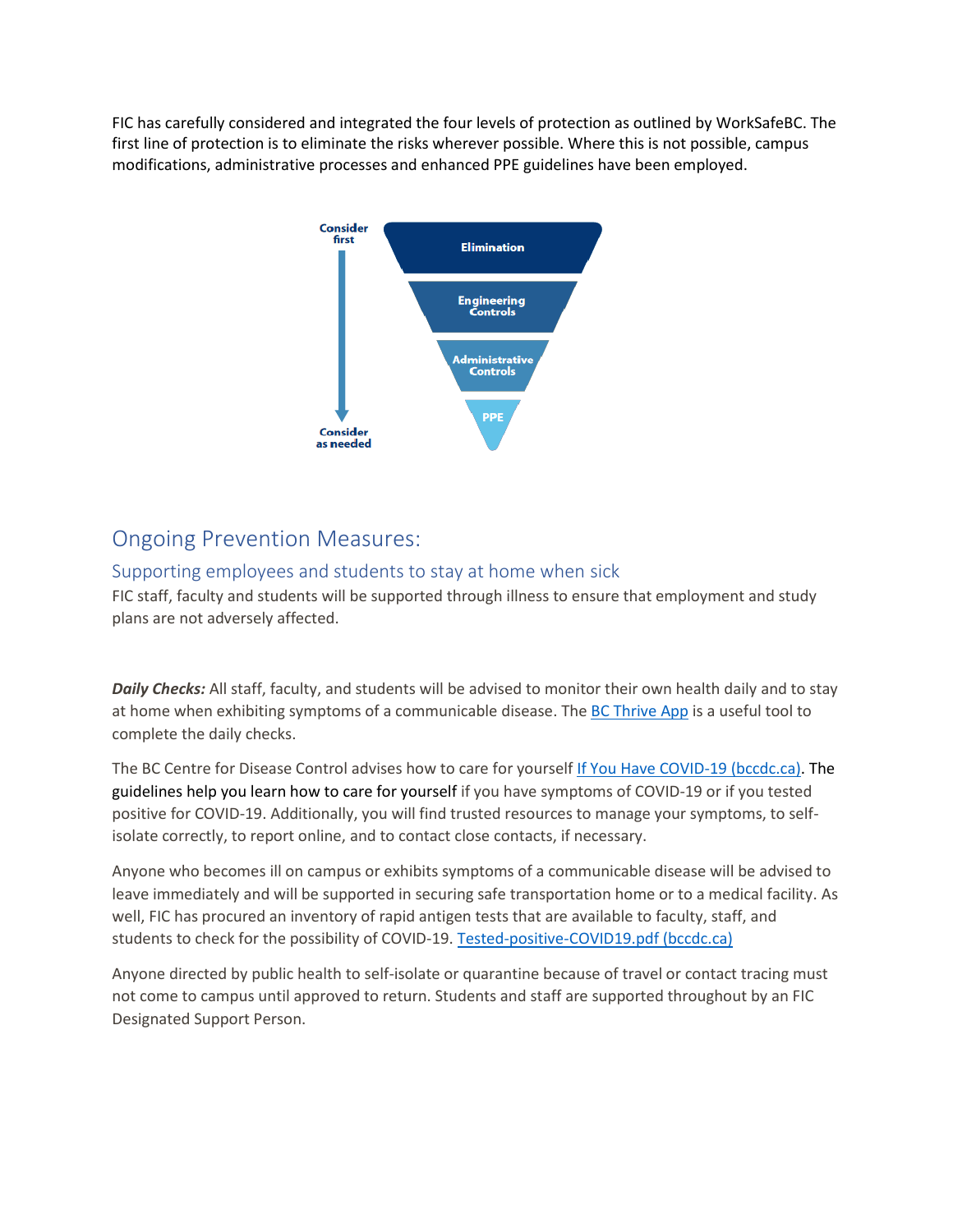FIC has carefully considered and integrated the four levels of protection as outlined by WorkSafeBC. The first line of protection is to eliminate the risks wherever possible. Where this is not possible, campus modifications, administrative processes and enhanced PPE guidelines have been employed.

Consider first

Elimination

Engineering Controls

Administrative Controls

PPE

Consider as needed

## Ongoing Prevention Measures:

### Supporting employees and students to stay at home when sick

FIC staff, faculty and students will be supported through illness to ensure that employment and study plans are not adversely affected.

***Daily Checks:*** All staff, faculty, and students will be advised to monitor their own health daily and to stay at home when exhibiting symptoms of a communicable disease. The BC Thrive App is a useful tool to complete the daily checks.

The BC Centre for Disease Control advises how to care for yourself If You Have COVID-19 (bccdc.ca). The guidelines help you learn how to care for yourself if you have symptoms of COVID-19 or if you tested positive for COVID-19. Additionally, you will find trusted resources to manage your symptoms, to self-isolate correctly, to report online, and to contact close contacts, if necessary.

Anyone who becomes ill on campus or exhibits symptoms of a communicable disease will be advised to leave immediately and will be supported in securing safe transportation home or to a medical facility. As well, FIC has procured an inventory of rapid antigen tests that are available to faculty, staff, and students to check for the possibility of COVID-19. Tested-positive-COVID19.pdf (bccdc.ca)

Anyone directed by public health to self-isolate or quarantine because of travel or contact tracing must not come to campus until approved to return. Students and staff are supported throughout by an FIC Designated Support Person.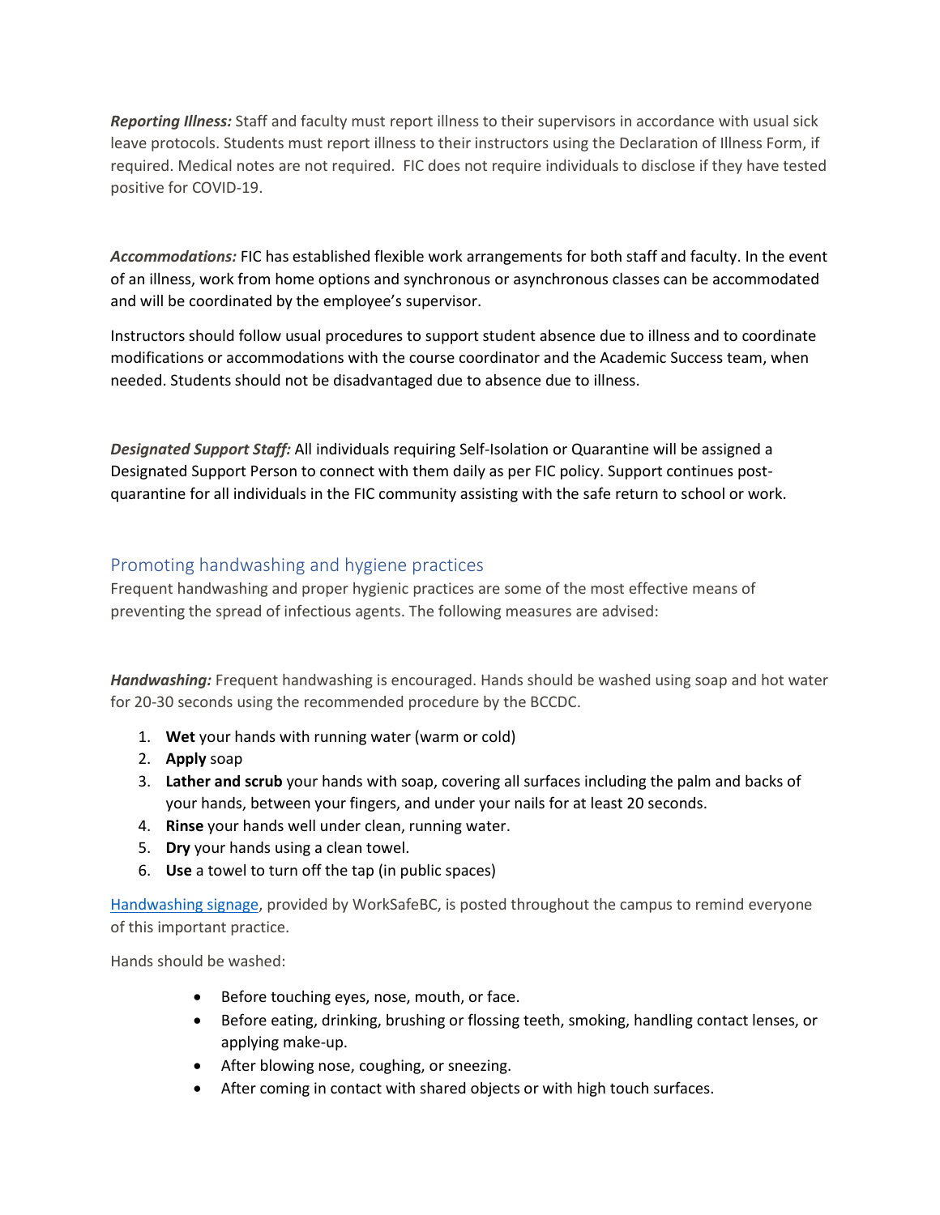***Reporting Illness:*** Staff and faculty must report illness to their supervisors in accordance with usual sick leave protocols. Students must report illness to their instructors using the Declaration of Illness Form, if required. Medical notes are not required. FIC does not require individuals to disclose if they have tested positive for COVID-19.

***Accommodations:*** FIC has established flexible work arrangements for both staff and faculty. In the event of an illness, work from home options and synchronous or asynchronous classes can be accommodated and will be coordinated by the employee's supervisor.

Instructors should follow usual procedures to support student absence due to illness and to coordinate modifications or accommodations with the course coordinator and the Academic Success team, when needed. Students should not be disadvantaged due to absence due to illness.

***Designated Support Staff:*** All individuals requiring Self-Isolation or Quarantine will be assigned a Designated Support Person to connect with them daily as per FIC policy. Support continues post-quarantine for all individuals in the FIC community assisting with the safe return to school or work.

## Promoting handwashing and hygiene practices

Frequent handwashing and proper hygienic practices are some of the most effective means of preventing the spread of infectious agents. The following measures are advised:

***Handwashing:*** Frequent handwashing is encouraged. Hands should be washed using soap and hot water for 20-30 seconds using the recommended procedure by the BCCDC.

1. **Wet** your hands with running water (warm or cold)
2. **Apply** soap
3. **Lather and scrub** your hands with soap, covering all surfaces including the palm and backs of your hands, between your fingers, and under your nails for at least 20 seconds.
4. **Rinse** your hands well under clean, running water.
5. **Dry** your hands using a clean towel.
6. **Use** a towel to turn off the tap (in public spaces)

Handwashing signage, provided by WorkSafeBC, is posted throughout the campus to remind everyone of this important practice.

Hands should be washed:

- Before touching eyes, nose, mouth, or face.
- Before eating, drinking, brushing or flossing teeth, smoking, handling contact lenses, or applying make-up.
- After blowing nose, coughing, or sneezing.
- After coming in contact with shared objects or with high touch surfaces.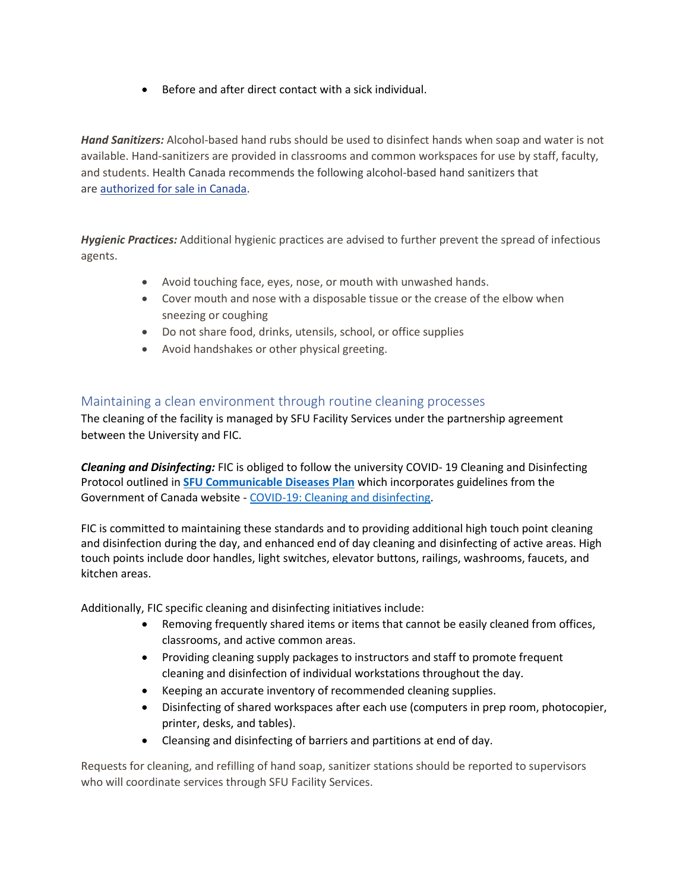- Before and after direct contact with a sick individual.

***Hand Sanitizers:*** Alcohol-based hand rubs should be used to disinfect hands when soap and water is not available. Hand-sanitizers are provided in classrooms and common workspaces for use by staff, faculty, and students. Health Canada recommends the following alcohol-based hand sanitizers that are authorized for sale in Canada.

***Hygienic Practices:*** Additional hygienic practices are advised to further prevent the spread of infectious agents.

- Avoid touching face, eyes, nose, or mouth with unwashed hands.
- Cover mouth and nose with a disposable tissue or the crease of the elbow when sneezing or coughing
- Do not share food, drinks, utensils, school, or office supplies
- Avoid handshakes or other physical greeting.

## Maintaining a clean environment through routine cleaning processes

The cleaning of the facility is managed by SFU Facility Services under the partnership agreement between the University and FIC.

***Cleaning and Disinfecting:*** FIC is obliged to follow the university COVID- 19 Cleaning and Disinfecting Protocol outlined in **SFU Communicable Diseases Plan** which incorporates guidelines from the Government of Canada website - COVID-19: Cleaning and disinfecting.

FIC is committed to maintaining these standards and to providing additional high touch point cleaning and disinfection during the day, and enhanced end of day cleaning and disinfecting of active areas. High touch points include door handles, light switches, elevator buttons, railings, washrooms, faucets, and kitchen areas.

Additionally, FIC specific cleaning and disinfecting initiatives include:

- Removing frequently shared items or items that cannot be easily cleaned from offices, classrooms, and active common areas.
- Providing cleaning supply packages to instructors and staff to promote frequent cleaning and disinfection of individual workstations throughout the day.
- Keeping an accurate inventory of recommended cleaning supplies.
- Disinfecting of shared workspaces after each use (computers in prep room, photocopier, printer, desks, and tables).
- Cleansing and disinfecting of barriers and partitions at end of day.

Requests for cleaning, and refilling of hand soap, sanitizer stations should be reported to supervisors who will coordinate services through SFU Facility Services.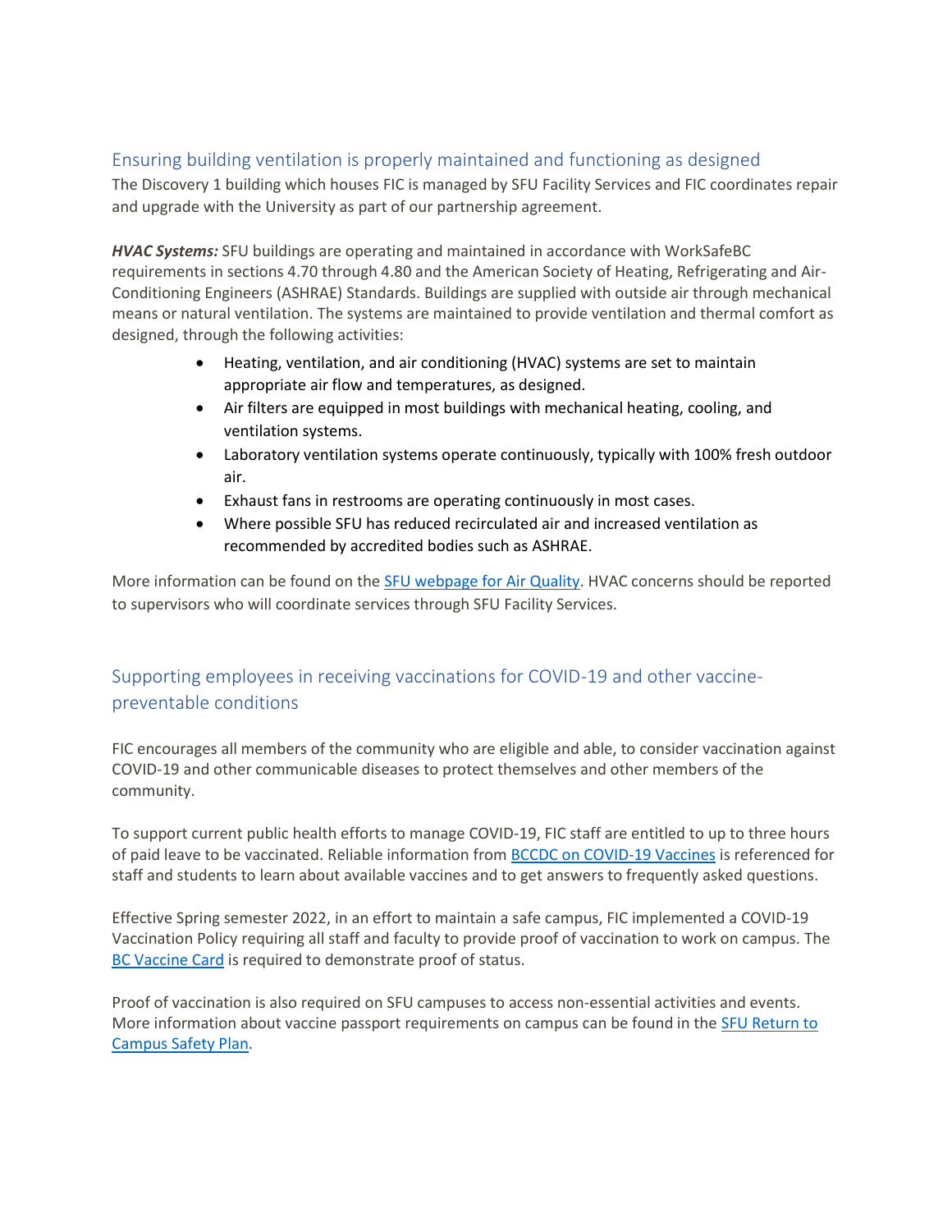## Ensuring building ventilation is properly maintained and functioning as designed

The Discovery 1 building which houses FIC is managed by SFU Facility Services and FIC coordinates repair and upgrade with the University as part of our partnership agreement.

***HVAC Systems:*** SFU buildings are operating and maintained in accordance with WorkSafeBC requirements in sections 4.70 through 4.80 and the American Society of Heating, Refrigerating and Air-Conditioning Engineers (ASHRAE) Standards. Buildings are supplied with outside air through mechanical means or natural ventilation. The systems are maintained to provide ventilation and thermal comfort as designed, through the following activities:

- Heating, ventilation, and air conditioning (HVAC) systems are set to maintain appropriate air flow and temperatures, as designed.
- Air filters are equipped in most buildings with mechanical heating, cooling, and ventilation systems.
- Laboratory ventilation systems operate continuously, typically with 100% fresh outdoor air.
- Exhaust fans in restrooms are operating continuously in most cases.
- Where possible SFU has reduced recirculated air and increased ventilation as recommended by accredited bodies such as ASHRAE.

More information can be found on the SFU webpage for Air Quality. HVAC concerns should be reported to supervisors who will coordinate services through SFU Facility Services.

## Supporting employees in receiving vaccinations for COVID-19 and other vaccine-preventable conditions

FIC encourages all members of the community who are eligible and able, to consider vaccination against COVID-19 and other communicable diseases to protect themselves and other members of the community.

To support current public health efforts to manage COVID-19, FIC staff are entitled to up to three hours of paid leave to be vaccinated. Reliable information from BCCDC on COVID-19 Vaccines is referenced for staff and students to learn about available vaccines and to get answers to frequently asked questions.

Effective Spring semester 2022, in an effort to maintain a safe campus, FIC implemented a COVID-19 Vaccination Policy requiring all staff and faculty to provide proof of vaccination to work on campus. The BC Vaccine Card is required to demonstrate proof of status.

Proof of vaccination is also required on SFU campuses to access non-essential activities and events. More information about vaccine passport requirements on campus can be found in the SFU Return to Campus Safety Plan.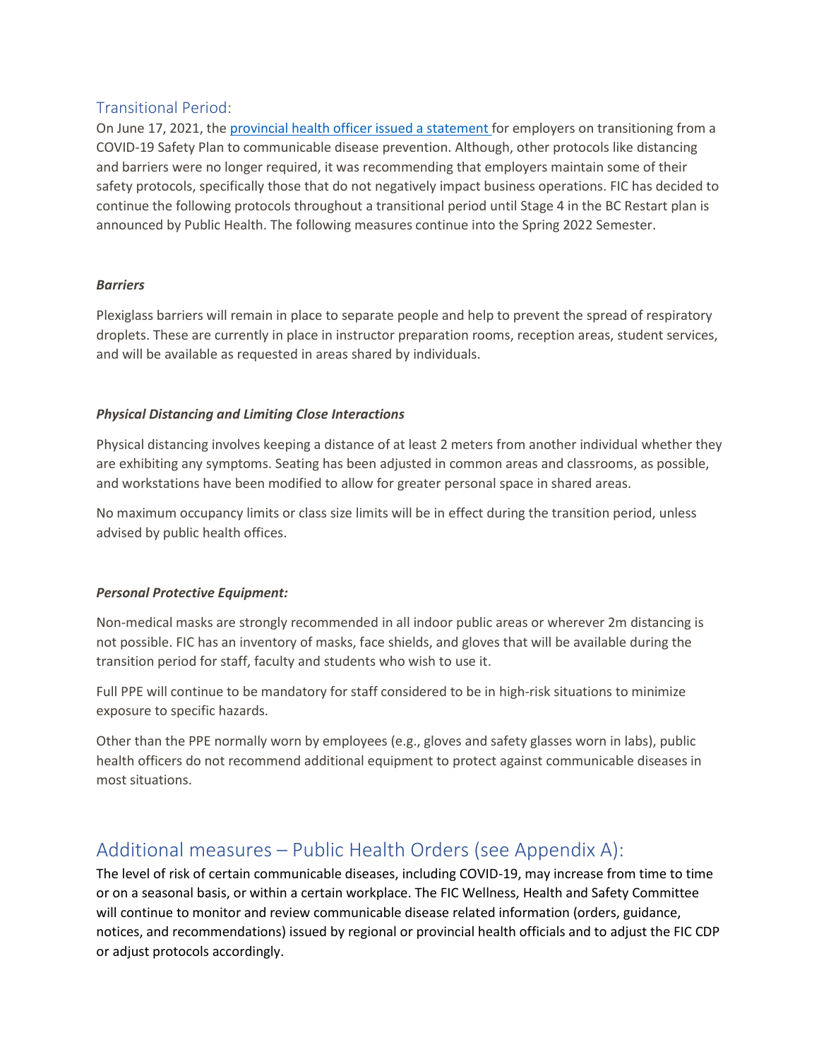## Transitional Period:

On June 17, 2021, the [provincial health officer issued a statement](#) for employers on transitioning from a COVID-19 Safety Plan to communicable disease prevention. Although, other protocols like distancing and barriers were no longer required, it was recommending that employers maintain some of their safety protocols, specifically those that do not negatively impact business operations. FIC has decided to continue the following protocols throughout a transitional period until Stage 4 in the BC Restart plan is announced by Public Health. The following measures continue into the Spring 2022 Semester.

***Barriers***

Plexiglass barriers will remain in place to separate people and help to prevent the spread of respiratory droplets. These are currently in place in instructor preparation rooms, reception areas, student services, and will be available as requested in areas shared by individuals.

***Physical Distancing and Limiting Close Interactions***

Physical distancing involves keeping a distance of at least 2 meters from another individual whether they are exhibiting any symptoms. Seating has been adjusted in common areas and classrooms, as possible, and workstations have been modified to allow for greater personal space in shared areas.

No maximum occupancy limits or class size limits will be in effect during the transition period, unless advised by public health offices.

***Personal Protective Equipment:***

Non-medical masks are strongly recommended in all indoor public areas or wherever 2m distancing is not possible. FIC has an inventory of masks, face shields, and gloves that will be available during the transition period for staff, faculty and students who wish to use it.

Full PPE will continue to be mandatory for staff considered to be in high-risk situations to minimize exposure to specific hazards.

Other than the PPE normally worn by employees (e.g., gloves and safety glasses worn in labs), public health officers do not recommend additional equipment to protect against communicable diseases in most situations.

# Additional measures – Public Health Orders (see Appendix A):

The level of risk of certain communicable diseases, including COVID-19, may increase from time to time or on a seasonal basis, or within a certain workplace. The FIC Wellness, Health and Safety Committee will continue to monitor and review communicable disease related information (orders, guidance, notices, and recommendations) issued by regional or provincial health officials and to adjust the FIC CDP or adjust protocols accordingly.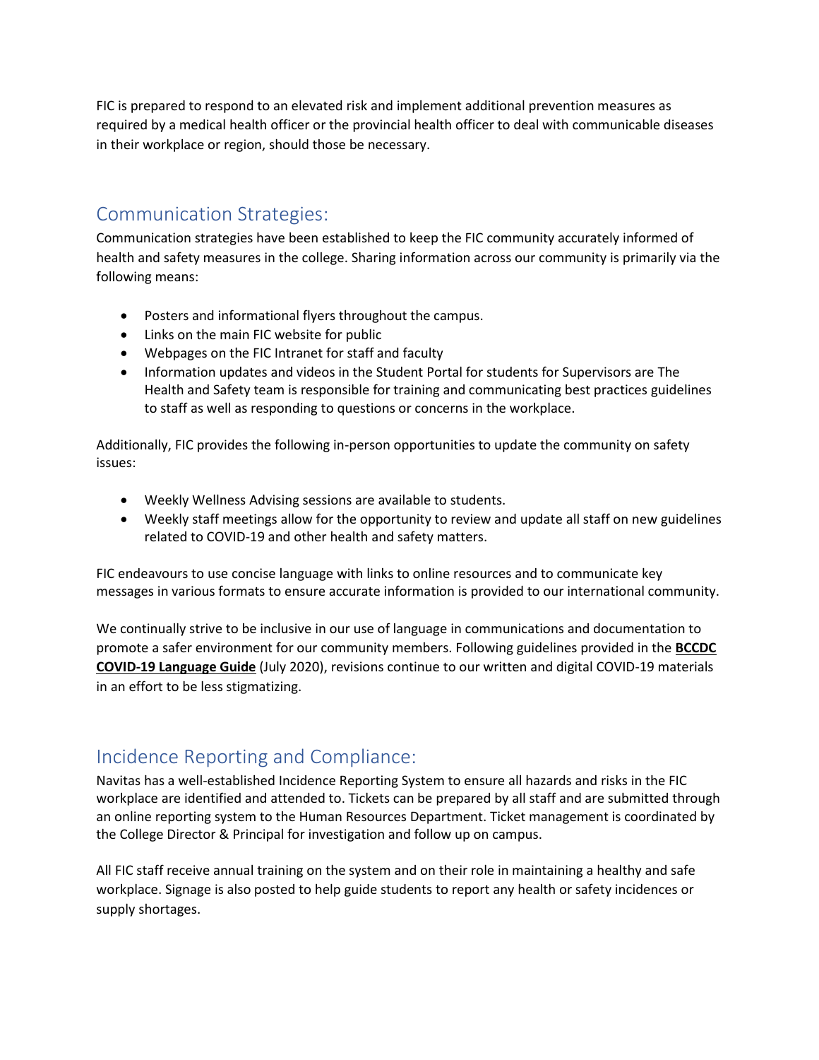FIC is prepared to respond to an elevated risk and implement additional prevention measures as required by a medical health officer or the provincial health officer to deal with communicable diseases in their workplace or region, should those be necessary.

## Communication Strategies:

Communication strategies have been established to keep the FIC community accurately informed of health and safety measures in the college. Sharing information across our community is primarily via the following means:

- Posters and informational flyers throughout the campus.
- Links on the main FIC website for public
- Webpages on the FIC Intranet for staff and faculty
- Information updates and videos in the Student Portal for students for Supervisors are The Health and Safety team is responsible for training and communicating best practices guidelines to staff as well as responding to questions or concerns in the workplace.

Additionally, FIC provides the following in-person opportunities to update the community on safety issues:

- Weekly Wellness Advising sessions are available to students.
- Weekly staff meetings allow for the opportunity to review and update all staff on new guidelines related to COVID-19 and other health and safety matters.

FIC endeavours to use concise language with links to online resources and to communicate key messages in various formats to ensure accurate information is provided to our international community.

We continually strive to be inclusive in our use of language in communications and documentation to promote a safer environment for our community members. Following guidelines provided in the **BCCDC COVID-19 Language Guide** (July 2020), revisions continue to our written and digital COVID-19 materials in an effort to be less stigmatizing.

## Incidence Reporting and Compliance:

Navitas has a well-established Incidence Reporting System to ensure all hazards and risks in the FIC workplace are identified and attended to. Tickets can be prepared by all staff and are submitted through an online reporting system to the Human Resources Department. Ticket management is coordinated by the College Director & Principal for investigation and follow up on campus.

All FIC staff receive annual training on the system and on their role in maintaining a healthy and safe workplace. Signage is also posted to help guide students to report any health or safety incidences or supply shortages.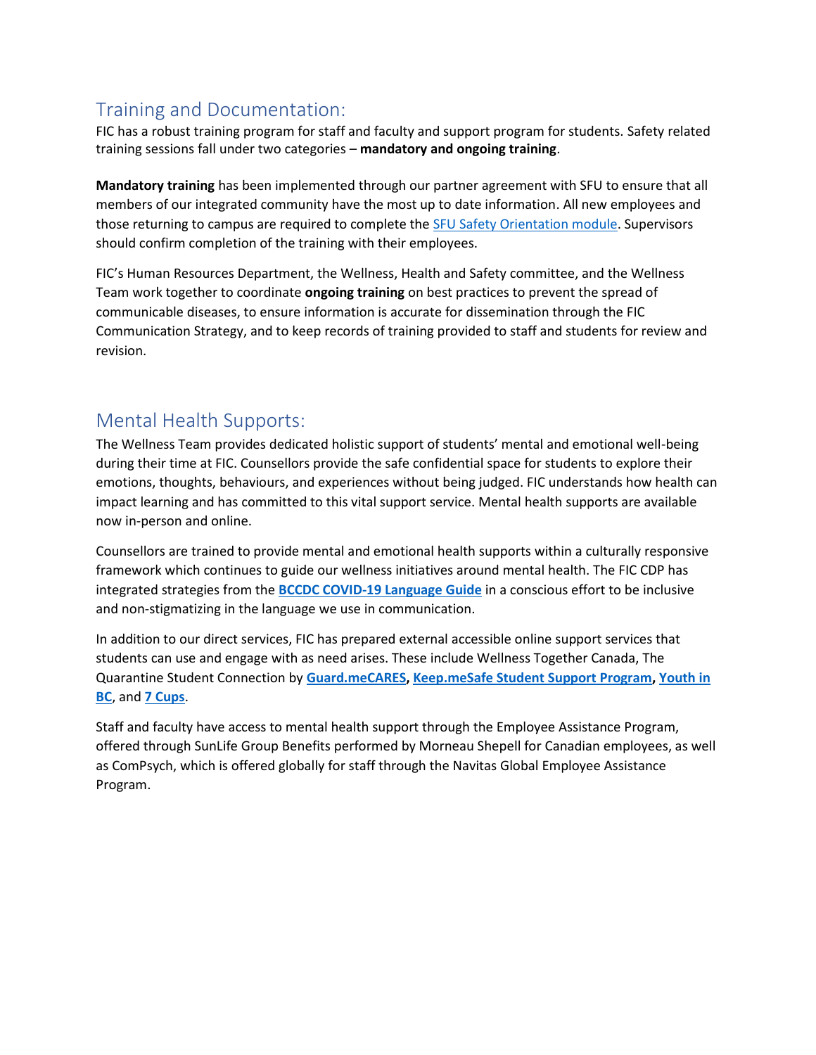## Training and Documentation:

FIC has a robust training program for staff and faculty and support program for students. Safety related training sessions fall under two categories – **mandatory and ongoing training**.

**Mandatory training** has been implemented through our partner agreement with SFU to ensure that all members of our integrated community have the most up to date information. All new employees and those returning to campus are required to complete the SFU Safety Orientation module. Supervisors should confirm completion of the training with their employees.

FIC's Human Resources Department, the Wellness, Health and Safety committee, and the Wellness Team work together to coordinate **ongoing training** on best practices to prevent the spread of communicable diseases, to ensure information is accurate for dissemination through the FIC Communication Strategy, and to keep records of training provided to staff and students for review and revision.

## Mental Health Supports:

The Wellness Team provides dedicated holistic support of students' mental and emotional well-being during their time at FIC. Counsellors provide the safe confidential space for students to explore their emotions, thoughts, behaviours, and experiences without being judged. FIC understands how health can impact learning and has committed to this vital support service. Mental health supports are available now in-person and online.

Counsellors are trained to provide mental and emotional health supports within a culturally responsive framework which continues to guide our wellness initiatives around mental health. The FIC CDP has integrated strategies from the **BCCDC COVID-19 Language Guide** in a conscious effort to be inclusive and non-stigmatizing in the language we use in communication.

In addition to our direct services, FIC has prepared external accessible online support services that students can use and engage with as need arises. These include Wellness Together Canada, The Quarantine Student Connection by **Guard.meCARES**, **Keep.meSafe Student Support Program**, **Youth in BC**, and **7 Cups**.

Staff and faculty have access to mental health support through the Employee Assistance Program, offered through SunLife Group Benefits performed by Morneau Shepell for Canadian employees, as well as ComPsych, which is offered globally for staff through the Navitas Global Employee Assistance Program.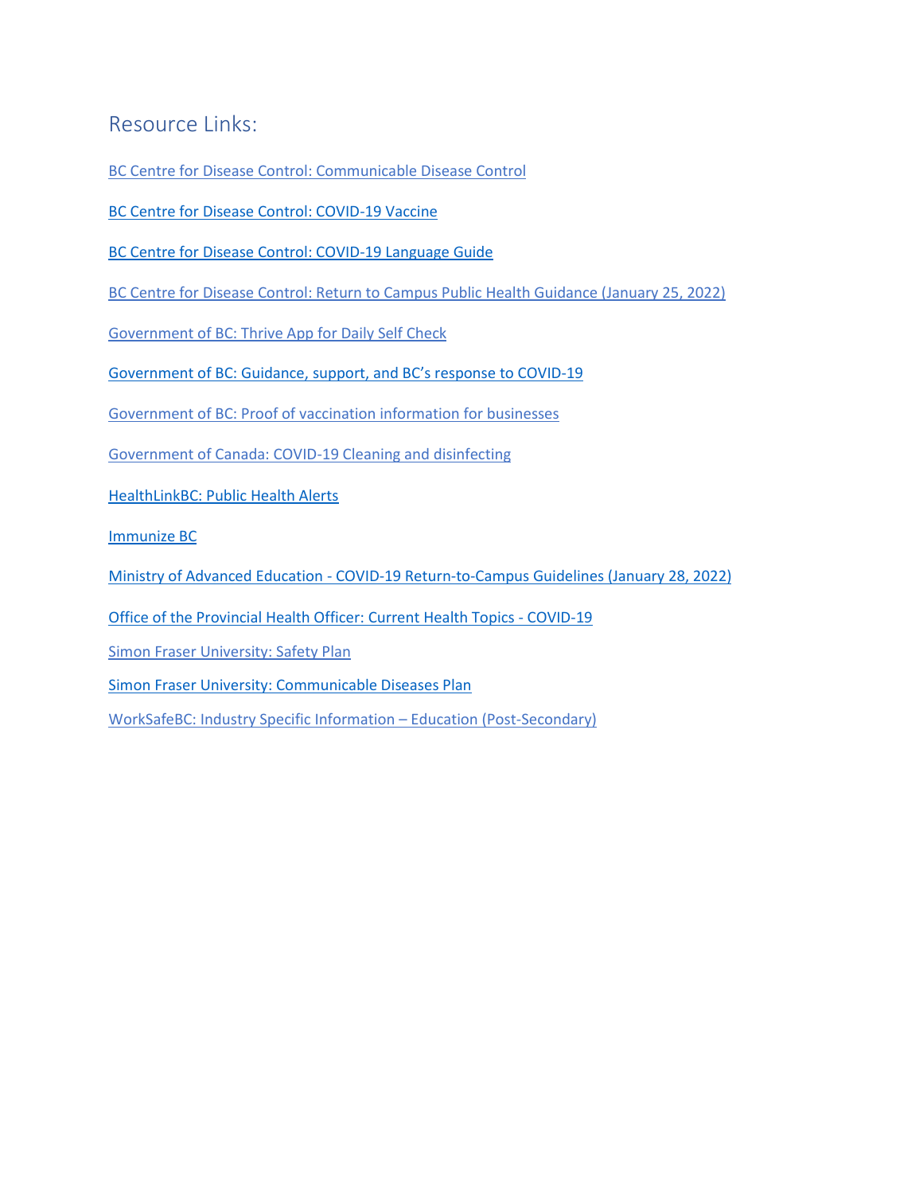## Resource Links:

BC Centre for Disease Control: Communicable Disease Control

BC Centre for Disease Control: COVID-19 Vaccine

BC Centre for Disease Control: COVID-19 Language Guide

BC Centre for Disease Control: Return to Campus Public Health Guidance (January 25, 2022)

Government of BC: Thrive App for Daily Self Check

Government of BC: Guidance, support, and BC's response to COVID-19

Government of BC: Proof of vaccination information for businesses

Government of Canada: COVID-19 Cleaning and disinfecting

HealthLinkBC: Public Health Alerts

Immunize BC

Ministry of Advanced Education - COVID-19 Return-to-Campus Guidelines (January 28, 2022)

Office of the Provincial Health Officer: Current Health Topics - COVID-19

Simon Fraser University: Safety Plan

Simon Fraser University: Communicable Diseases Plan

WorkSafeBC: Industry Specific Information – Education (Post-Secondary)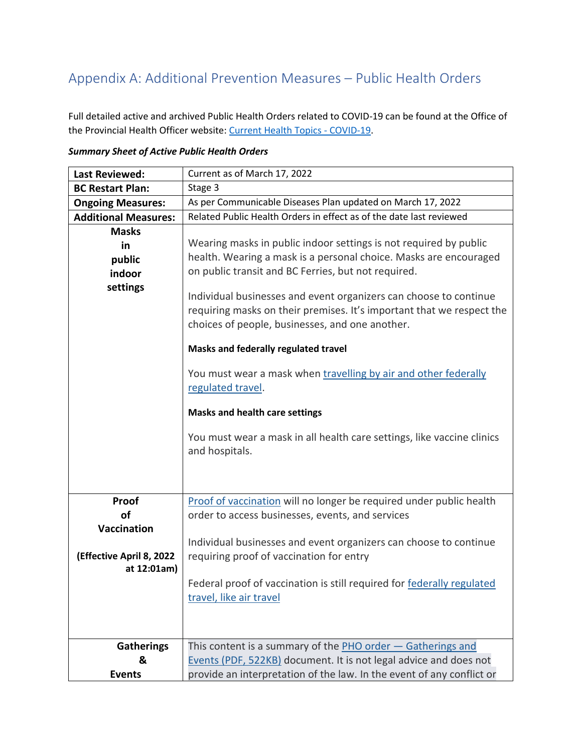# Appendix A: Additional Prevention Measures – Public Health Orders

Full detailed active and archived Public Health Orders related to COVID-19 can be found at the Office of the Provincial Health Officer website: [Current Health Topics - COVID-19](#).

***Summary Sheet of Active Public Health Orders***

| **Last Reviewed:** | Current as of March 17, 2022 |
|---|---|
| **BC Restart Plan:** | Stage 3 |
| **Ongoing Measures:** | As per Communicable Diseases Plan updated on March 17, 2022 |
| **Additional Measures:** | Related Public Health Orders in effect as of the date last reviewed |
| **Masks in public indoor settings** | Wearing masks in public indoor settings is not required by public health. Wearing a mask is a personal choice. Masks are encouraged on public transit and BC Ferries, but not required.<br><br>Individual businesses and event organizers can choose to continue requiring masks on their premises. It's important that we respect the choices of people, businesses, and one another.<br><br>**Masks and federally regulated travel**<br><br>You must wear a mask when [travelling by air and other federally regulated travel](#).<br><br>**Masks and health care settings**<br><br>You must wear a mask in all health care settings, like vaccine clinics and hospitals. |
| **Proof of Vaccination**<br><br>**(Effective April 8, 2022 at 12:01am)** | [Proof of vaccination](#) will no longer be required under public health order to access businesses, events, and services<br><br>Individual businesses and event organizers can choose to continue requiring proof of vaccination for entry<br><br>Federal proof of vaccination is still required for [federally regulated travel, like air travel](#) |
| **Gatherings & Events** | This content is a summary of the [PHO order — Gatherings and Events (PDF, 522KB)](#) document. It is not legal advice and does not provide an interpretation of the law. In the event of any conflict or |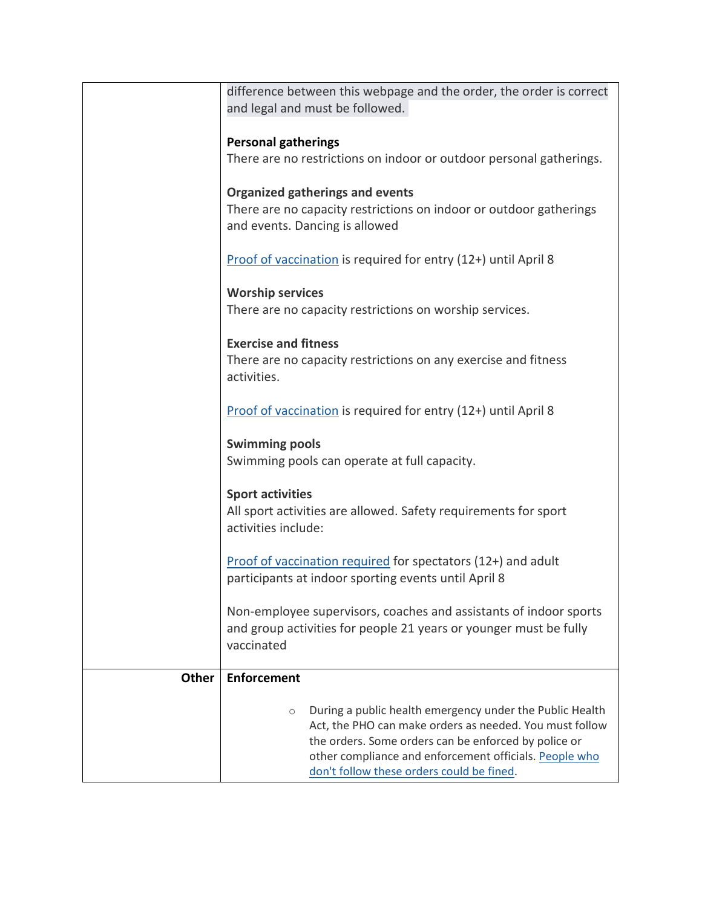| | |
|---|---|
| | difference between this webpage and the order, the order is correct and legal and must be followed.<br><br>**Personal gatherings**<br>There are no restrictions on indoor or outdoor personal gatherings.<br><br>**Organized gatherings and events**<br>There are no capacity restrictions on indoor or outdoor gatherings and events. Dancing is allowed<br><br>Proof of vaccination is required for entry (12+) until April 8<br><br>**Worship services**<br>There are no capacity restrictions on worship services.<br><br>**Exercise and fitness**<br>There are no capacity restrictions on any exercise and fitness activities.<br><br>Proof of vaccination is required for entry (12+) until April 8<br><br>**Swimming pools**<br>Swimming pools can operate at full capacity.<br><br>**Sport activities**<br>All sport activities are allowed. Safety requirements for sport activities include:<br><br>Proof of vaccination required for spectators (12+) and adult participants at indoor sporting events until April 8<br><br>Non-employee supervisors, coaches and assistants of indoor sports and group activities for people 21 years or younger must be fully vaccinated |
| **Other** | **Enforcement**<br><br>◦ During a public health emergency under the Public Health Act, the PHO can make orders as needed. You must follow the orders. Some orders can be enforced by police or other compliance and enforcement officials. People who don't follow these orders could be fined. |